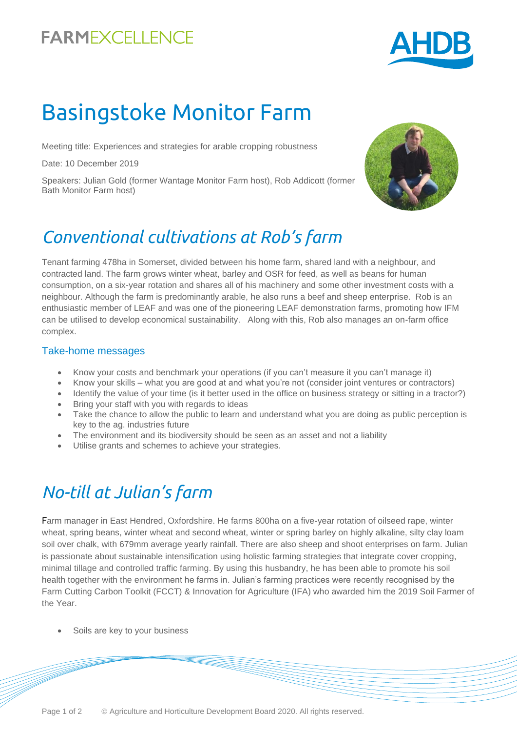FARMEXCELLENCE

AHDB

# Basingstoke Monitor Farm

Meeting title: Experiences and strategies for arable cropping robustness

Date: 10 December 2019

Speakers: Julian Gold (former Wantage Monitor Farm host), Rob Addicott (former Bath Monitor Farm host)

## *Conventional cultivations at Rob's farm*

Tenant farming 478ha in Somerset, divided between his home farm, shared land with a neighbour, and contracted land. The farm grows winter wheat, barley and OSR for feed, as well as beans for human consumption, on a six-year rotation and shares all of his machinery and some other investment costs with a neighbour. Although the farm is predominantly arable, he also runs a beef and sheep enterprise. Rob is an enthusiastic member of LEAF and was one of the pioneering LEAF demonstration farms, promoting how IFM can be utilised to develop economical sustainability. Along with this, Rob also manages an on-farm office complex.

### Take-home messages

- Know your costs and benchmark your operations (if you can't measure it you can't manage it)
- Know your skills – what you are good at and what you're not (consider joint ventures or contractors)
- Identify the value of your time (is it better used in the office on business strategy or sitting in a tractor?)
- Bring your staff with you with regards to ideas
- Take the chance to allow the public to learn and understand what you are doing as public perception is key to the ag. industries future
- The environment and its biodiversity should be seen as an asset and not a liability
- Utilise grants and schemes to achieve your strategies.

## *No-till at Julian's farm*

Farm manager in East Hendred, Oxfordshire. He farms 800ha on a five-year rotation of oilseed rape, winter wheat, spring beans, winter wheat and second wheat, winter or spring barley on highly alkaline, silty clay loam soil over chalk, with 679mm average yearly rainfall. There are also sheep and shoot enterprises on farm. Julian is passionate about sustainable intensification using holistic farming strategies that integrate cover cropping, minimal tillage and controlled traffic farming. By using this husbandry, he has been able to promote his soil health together with the environment he farms in. Julian's farming practices were recently recognised by the Farm Cutting Carbon Toolkit (FCCT) & Innovation for Agriculture (IFA) who awarded him the 2019 Soil Farmer of the Year.

- Soils are key to your business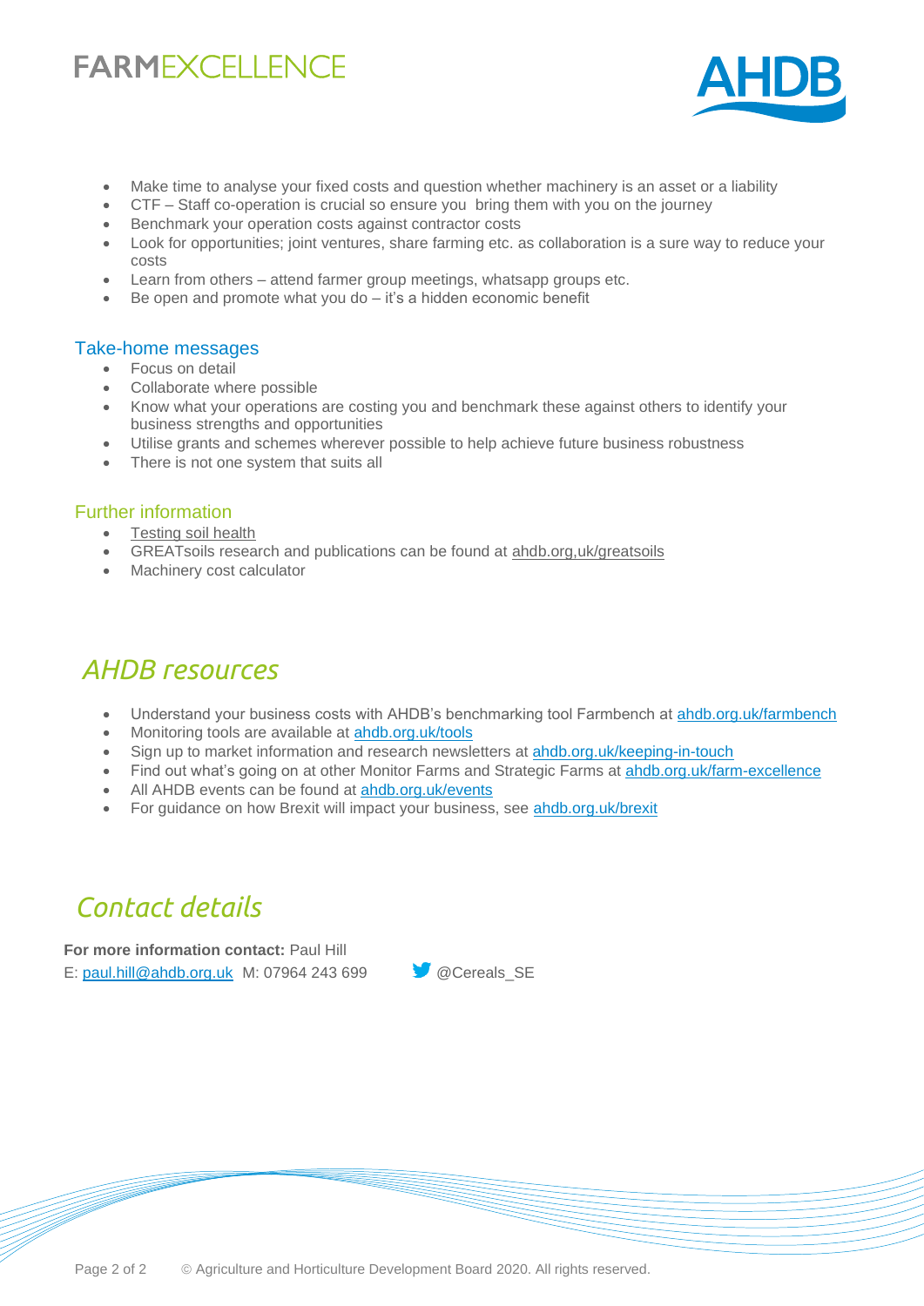- Make time to analyse your fixed costs and question whether machinery is an asset or a liability
- CTF – Staff co-operation is crucial so ensure you bring them with you on the journey
- Benchmark your operation costs against contractor costs
- Look for opportunities; joint ventures, share farming etc. as collaboration is a sure way to reduce your costs
- Learn from others – attend farmer group meetings, whatsapp groups etc.
- Be open and promote what you do – it's a hidden economic benefit

### Take-home messages

- Focus on detail
- Collaborate where possible
- Know what your operations are costing you and benchmark these against others to identify your business strengths and opportunities
- Utilise grants and schemes wherever possible to help achieve future business robustness
- There is not one system that suits all

### Further information

- Testing soil health
- GREATsoils research and publications can be found at ahdb.org,uk/greatsoils
- Machinery cost calculator

## *AHDB resources*

- Understand your business costs with AHDB's benchmarking tool Farmbench at ahdb.org.uk/farmbench
- Monitoring tools are available at ahdb.org.uk/tools
- Sign up to market information and research newsletters at ahdb.org.uk/keeping-in-touch
- Find out what's going on at other Monitor Farms and Strategic Farms at ahdb.org.uk/farm-excellence
- All AHDB events can be found at ahdb.org.uk/events
- For guidance on how Brexit will impact your business, see ahdb.org.uk/brexit

## *Contact details*

**For more information contact:** Paul Hill
E: paul.hill@ahdb.org.uk M: 07964 243 699 @Cereals_SE

© Agriculture and Horticulture Development Board 2020. All rights reserved.